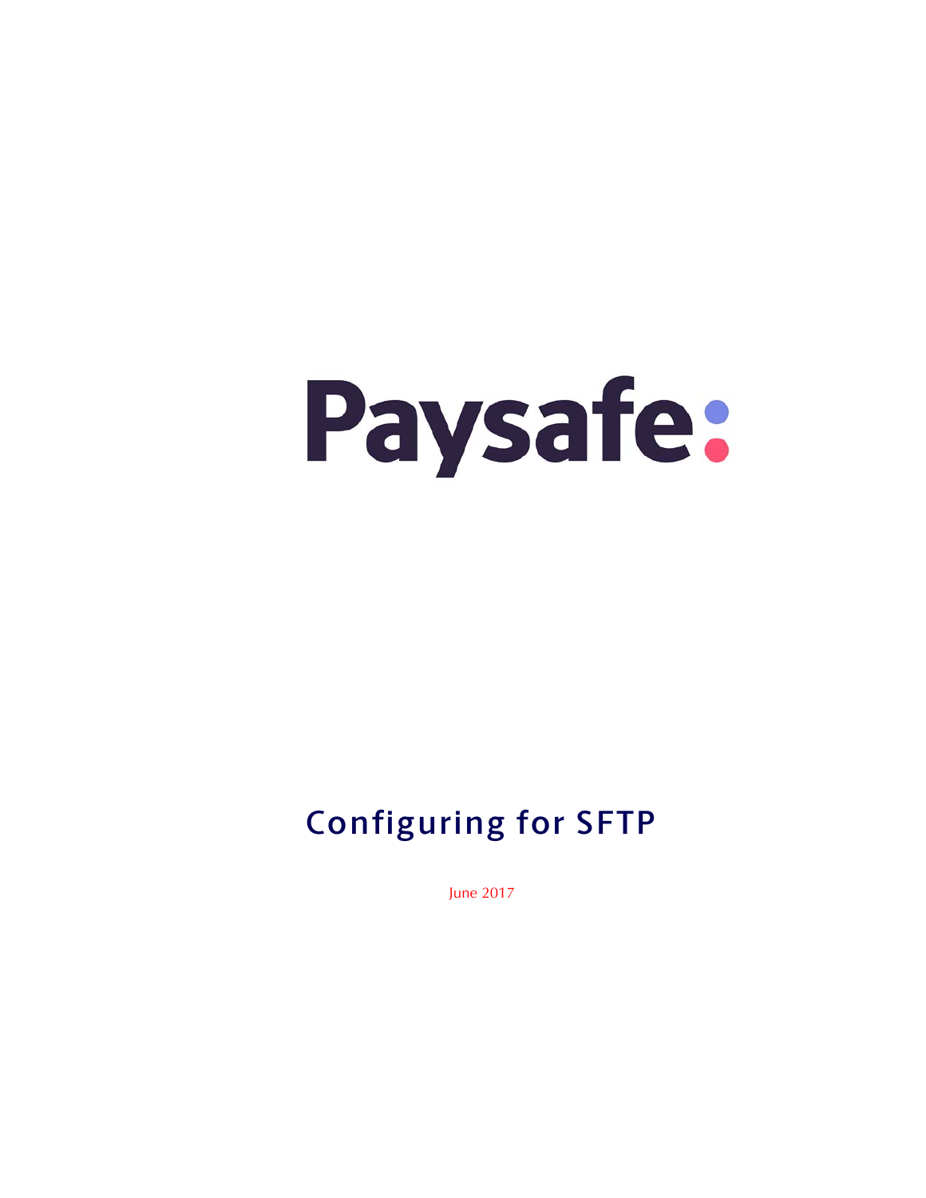Paysafe:

# Configuring for SFTP

June 2017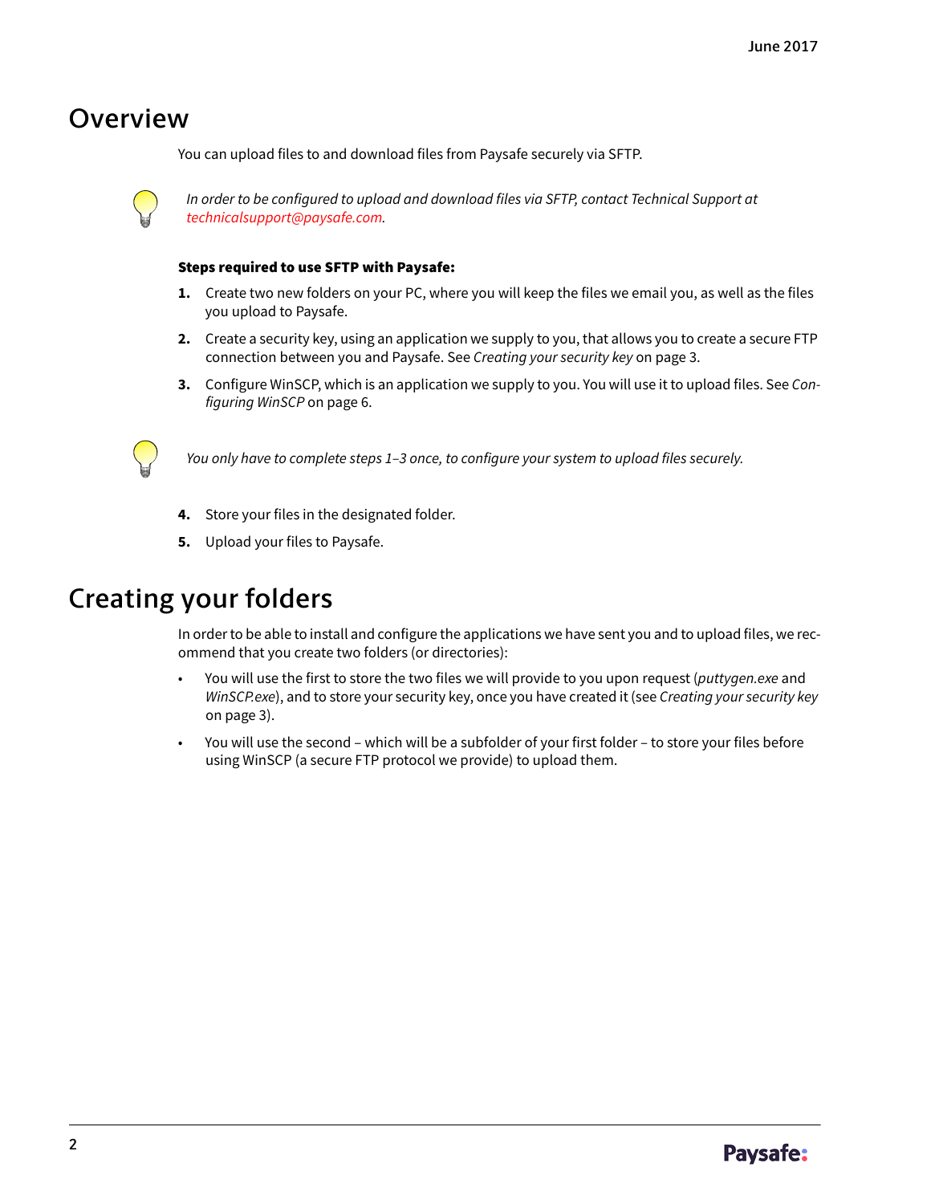# Overview

You can upload files to and download files from Paysafe securely via SFTP.

*In order to be configured to upload and download files via SFTP, contact Technical Support at technicalsupport@paysafe.com.*

**Steps required to use SFTP with Paysafe:**

1. Create two new folders on your PC, where you will keep the files we email you, as well as the files you upload to Paysafe.
2. Create a security key, using an application we supply to you, that allows you to create a secure FTP connection between you and Paysafe. See *Creating your security key* on page 3.
3. Configure WinSCP, which is an application we supply to you. You will use it to upload files. See *Configuring WinSCP* on page 6.

*You only have to complete steps 1–3 once, to configure your system to upload files securely.*

4. Store your files in the designated folder.
5. Upload your files to Paysafe.

# Creating your folders

In order to be able to install and configure the applications we have sent you and to upload files, we recommend that you create two folders (or directories):

- You will use the first to store the two files we will provide to you upon request (*puttygen.exe* and *WinSCP.exe*), and to store your security key, once you have created it (see *Creating your security key* on page 3).
- You will use the second – which will be a subfolder of your first folder – to store your files before using WinSCP (a secure FTP protocol we provide) to upload them.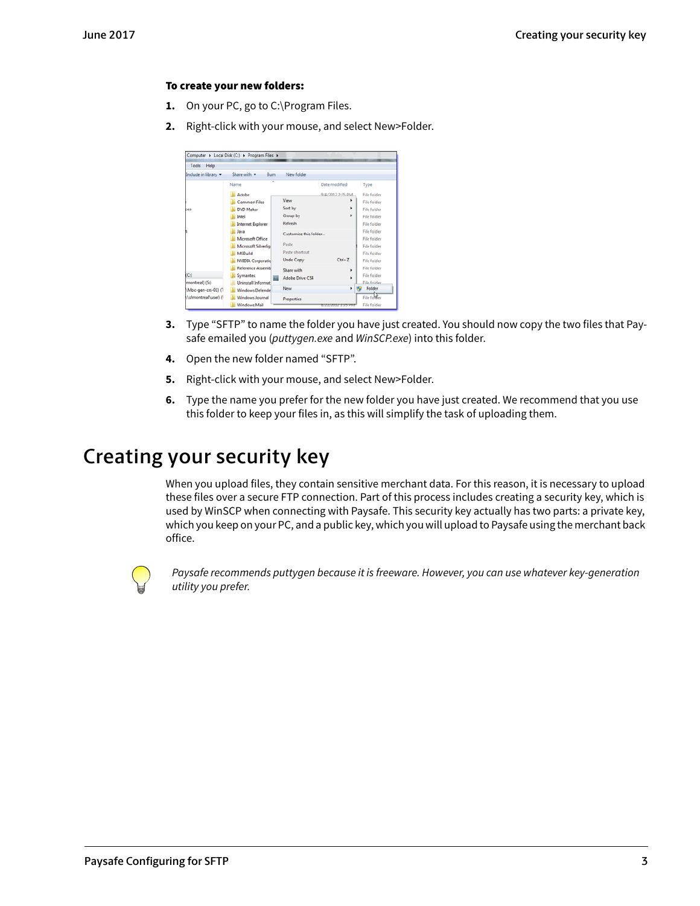**To create your new folders:**

1. On your PC, go to C:\Program Files.
2. Right-click with your mouse, and select New>Folder.
3. Type "SFTP" to name the folder you have just created. You should now copy the two files that Paysafe emailed you (*puttygen.exe* and *WinSCP.exe*) into this folder.
4. Open the new folder named "SFTP".
5. Right-click with your mouse, and select New>Folder.
6. Type the name you prefer for the new folder you have just created. We recommend that you use this folder to keep your files in, as this will simplify the task of uploading them.

# Creating your security key

When you upload files, they contain sensitive merchant data. For this reason, it is necessary to upload these files over a secure FTP connection. Part of this process includes creating a security key, which is used by WinSCP when connecting with Paysafe. This security key actually has two parts: a private key, which you keep on your PC, and a public key, which you will upload to Paysafe using the merchant back office.

*Paysafe recommends puttygen because it is freeware. However, you can use whatever key-generation utility you prefer.*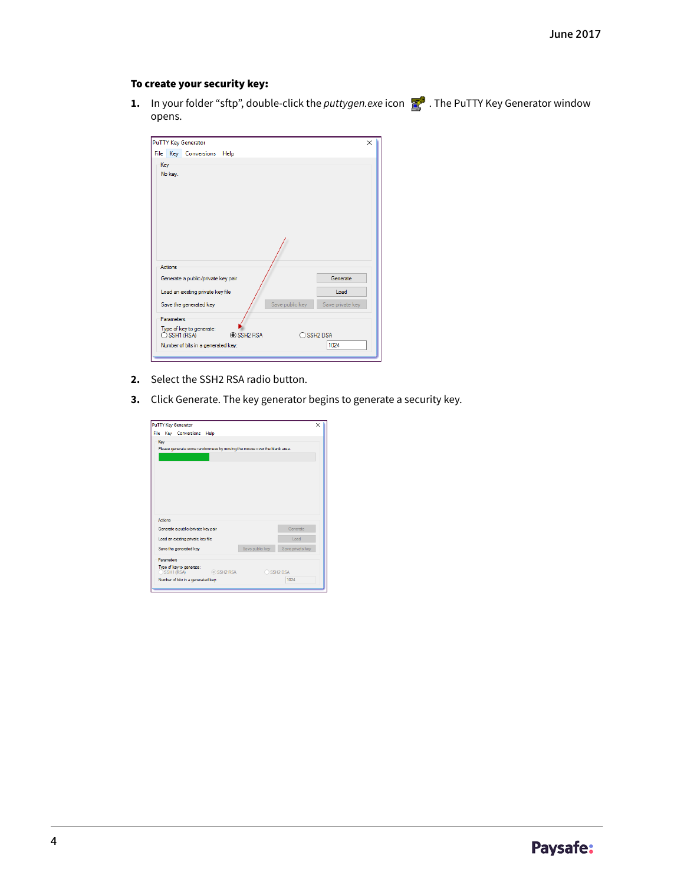**To create your security key:**

1. In your folder “sftp”, double-click the *puttygen.exe* icon . The PuTTY Key Generator window opens.

2. Select the SSH2 RSA radio button.

3. Click Generate. The key generator begins to generate a security key.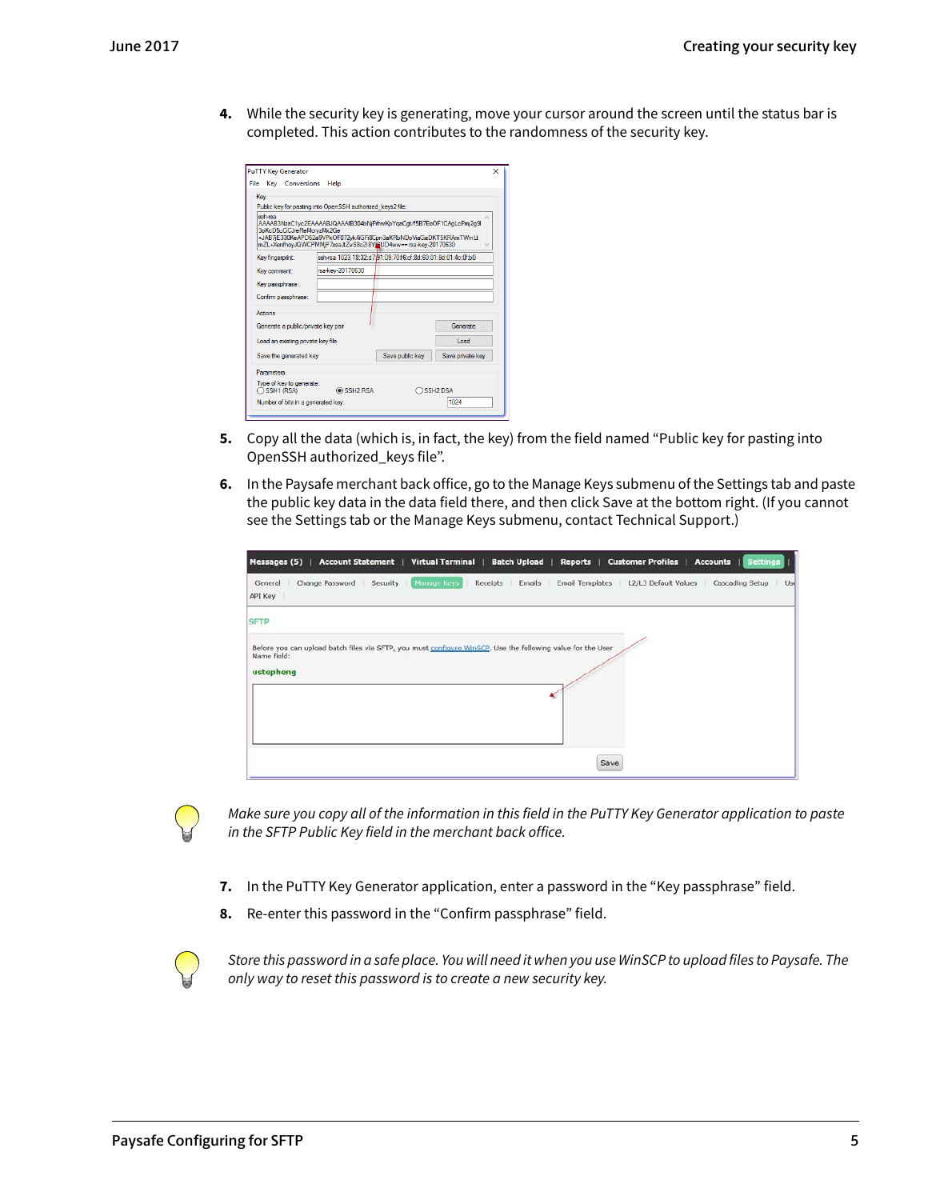4. While the security key is generating, move your cursor around the screen until the status bar is completed. This action contributes to the randomness of the security key.

5. Copy all the data (which is, in fact, the key) from the field named “Public key for pasting into OpenSSH authorized_keys file”.

6. In the Paysafe merchant back office, go to the Manage Keys submenu of the Settings tab and paste the public key data in the data field there, and then click Save at the bottom right. (If you cannot see the Settings tab or the Manage Keys submenu, contact Technical Support.)

*Make sure you copy all of the information in this field in the PuTTY Key Generator application to paste in the SFTP Public Key field in the merchant back office.*

7. In the PuTTY Key Generator application, enter a password in the “Key passphrase” field.

8. Re-enter this password in the “Confirm passphrase” field.

*Store this password in a safe place. You will need it when you use WinSCP to upload files to Paysafe. The only way to reset this password is to create a new security key.*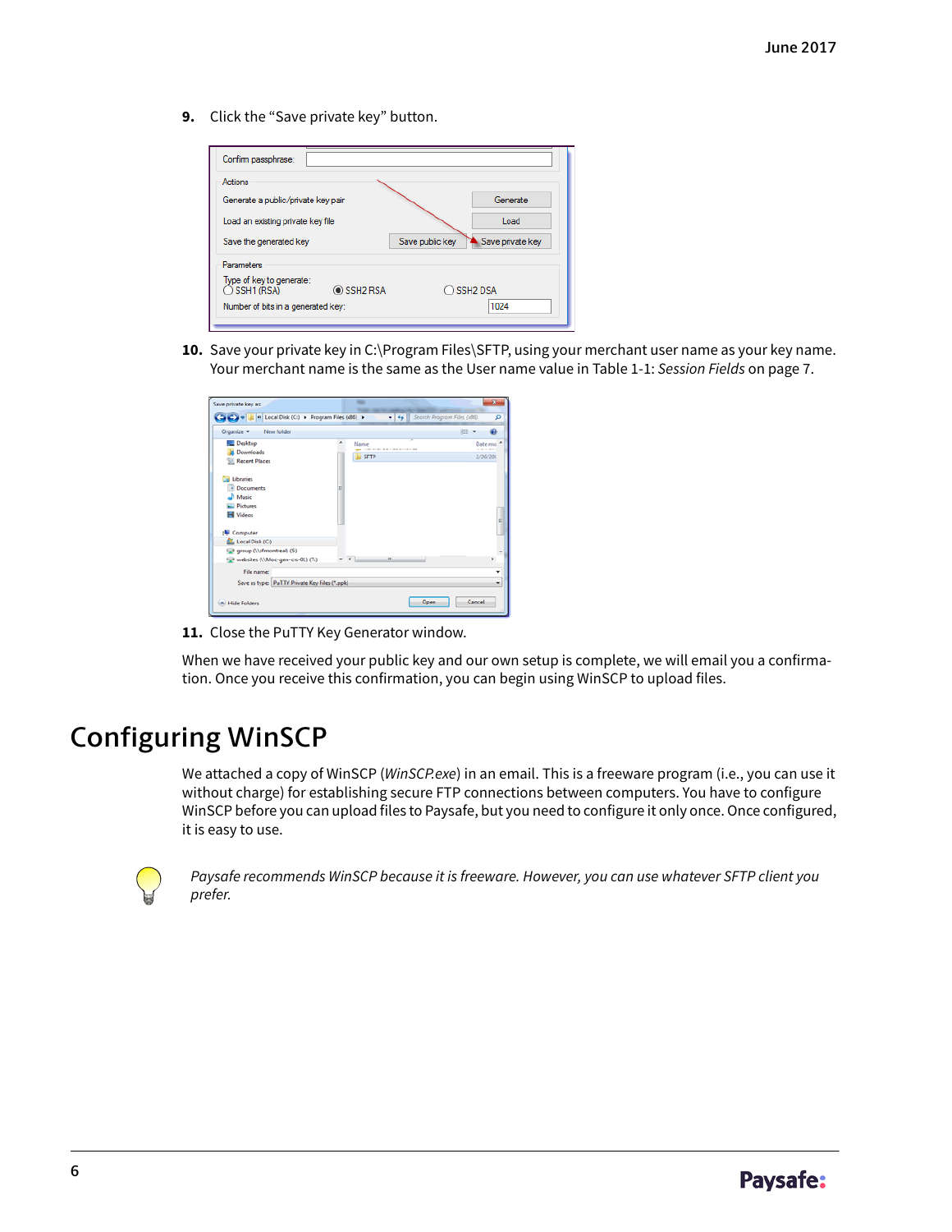9. Click the “Save private key” button.

10. Save your private key in C:\Program Files\SFTP, using your merchant user name as your key name. Your merchant name is the same as the User name value in Table 1-1: *Session Fields* on page 7.

11. Close the PuTTY Key Generator window.

When we have received your public key and our own setup is complete, we will email you a confirmation. Once you receive this confirmation, you can begin using WinSCP to upload files.

# Configuring WinSCP

We attached a copy of WinSCP (*WinSCP.exe*) in an email. This is a freeware program (i.e., you can use it without charge) for establishing secure FTP connections between computers. You have to configure WinSCP before you can upload files to Paysafe, but you need to configure it only once. Once configured, it is easy to use.

*Paysafe recommends WinSCP because it is freeware. However, you can use whatever SFTP client you prefer.*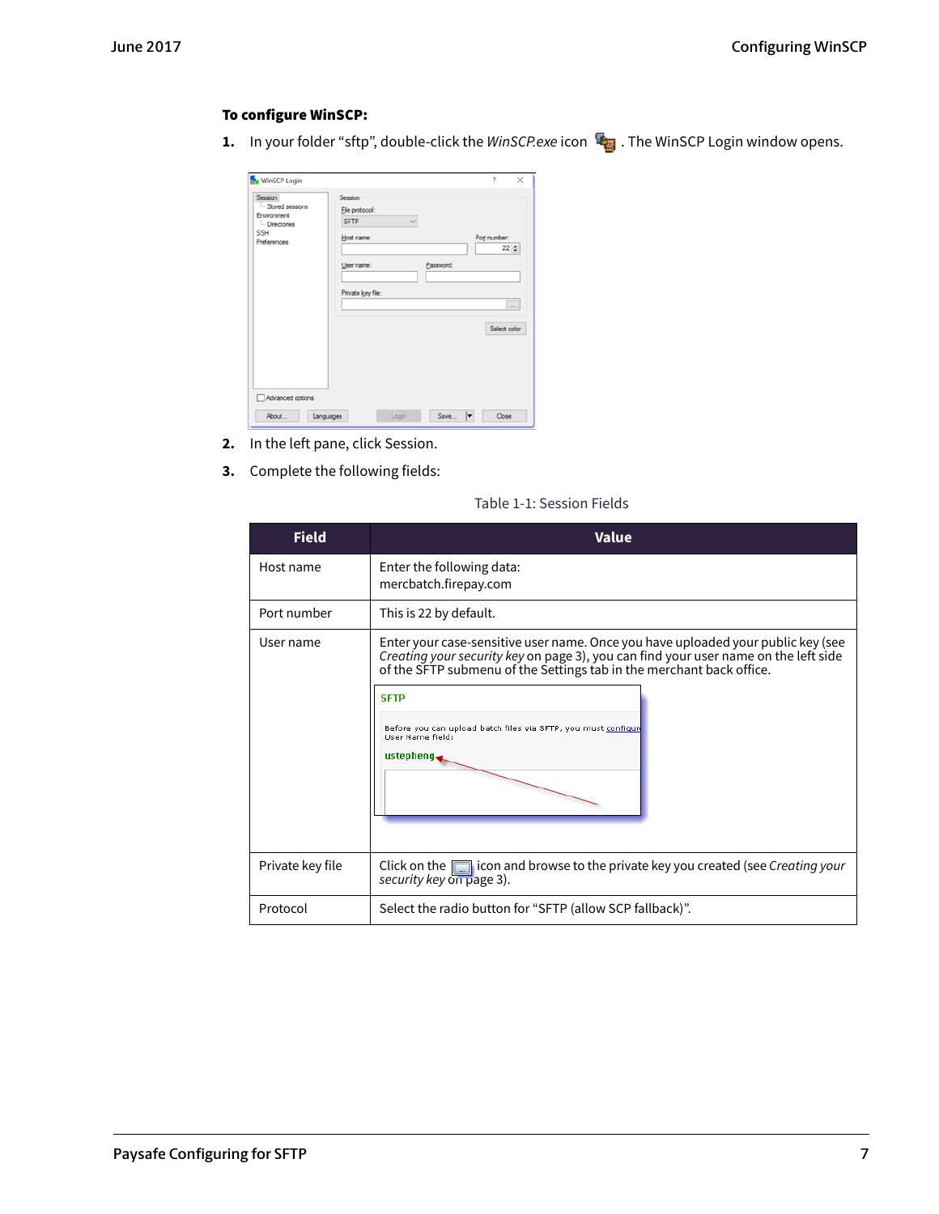**To configure WinSCP:**

1. In your folder “sftp”, double-click the *WinSCP.exe* icon . The WinSCP Login window opens.

2. In the left pane, click Session.

3. Complete the following fields:

Table 1-1: Session Fields

| Field | Value |
|---|---|
| Host name | Enter the following data:<br>mercbatch.firepay.com |
| Port number | This is 22 by default. |
| User name | Enter your case-sensitive user name. Once you have uploaded your public key (see *Creating your security key* on page 3), you can find your user name on the left side of the SFTP submenu of the Settings tab in the merchant back office. |
| Private key file | Click on the  icon and browse to the private key you created (see *Creating your security key* on page 3). |
| Protocol | Select the radio button for “SFTP (allow SCP fallback)”. |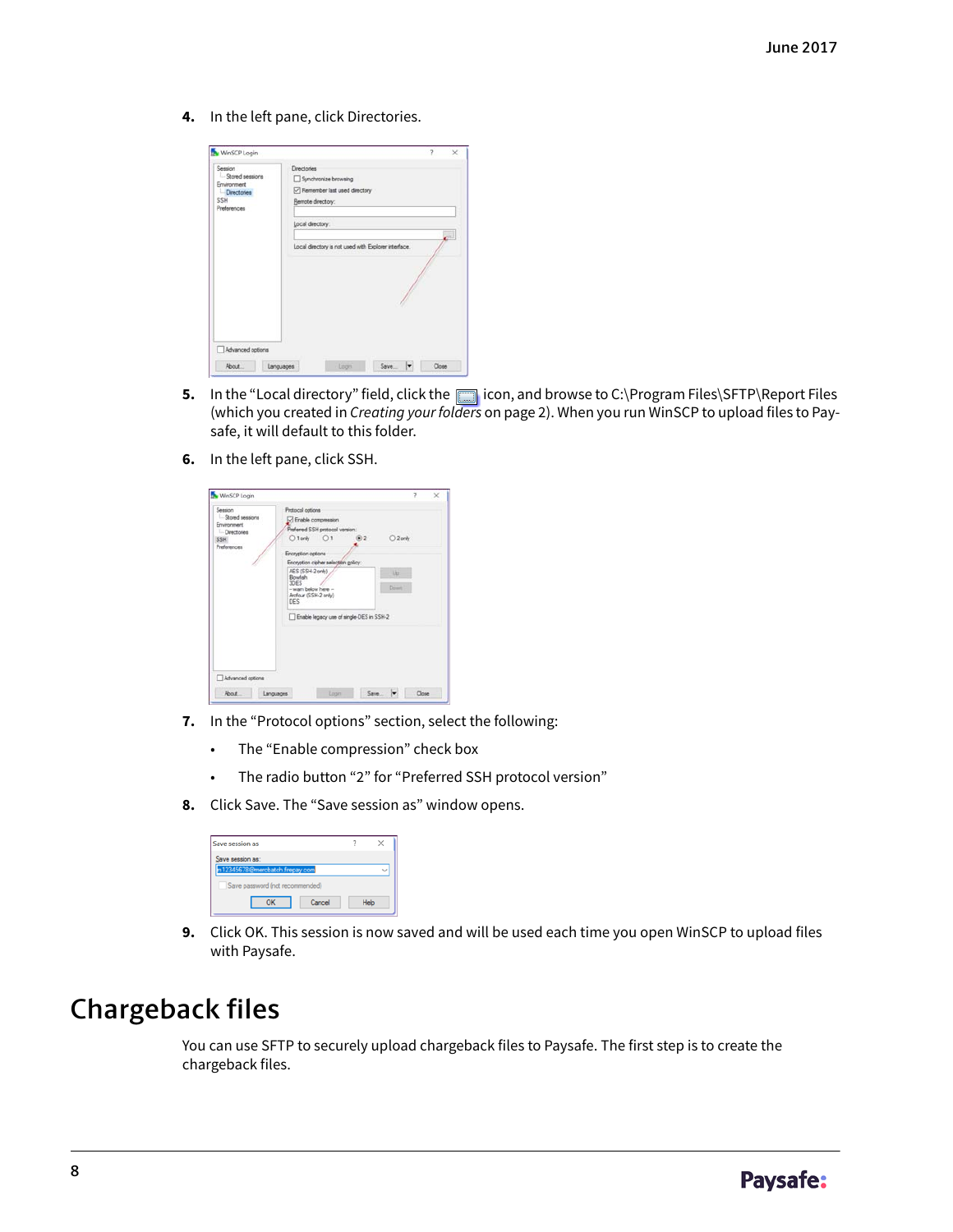4. In the left pane, click Directories.

5. In the "Local directory" field, click the icon, and browse to C:\Program Files\SFTP\Report Files (which you created in *Creating your folders* on page 2). When you run WinSCP to upload files to Paysafe, it will default to this folder.

6. In the left pane, click SSH.

7. In the "Protocol options" section, select the following:
   - The "Enable compression" check box
   - The radio button "2" for "Preferred SSH protocol version"

8. Click Save. The "Save session as" window opens.

9. Click OK. This session is now saved and will be used each time you open WinSCP to upload files with Paysafe.

# Chargeback files

You can use SFTP to securely upload chargeback files to Paysafe. The first step is to create the chargeback files.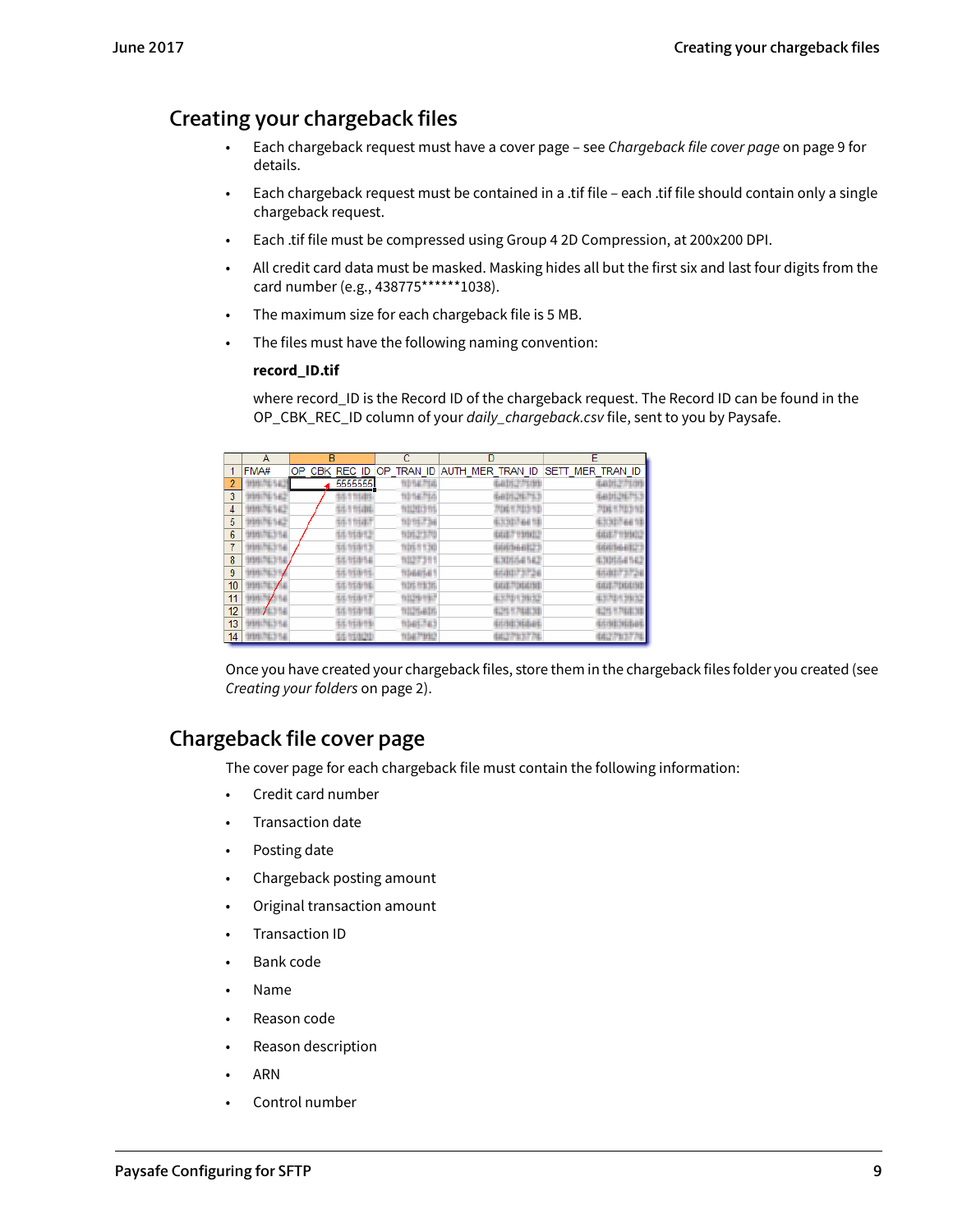# Creating your chargeback files

- Each chargeback request must have a cover page – see *Chargeback file cover page* on page 9 for details.
- Each chargeback request must be contained in a .tif file – each .tif file should contain only a single chargeback request.
- Each .tif file must be compressed using Group 4 2D Compression, at 200x200 DPI.
- All credit card data must be masked. Masking hides all but the first six and last four digits from the card number (e.g., 438775******1038).
- The maximum size for each chargeback file is 5 MB.
- The files must have the following naming convention:

  **record_ID.tif**

  where record_ID is the Record ID of the chargeback request. The Record ID can be found in the OP_CBK_REC_ID column of your *daily_chargeback.csv* file, sent to you by Paysafe.

| FMA# | OP_CBK_REC_ID | OP_TRAN_ID | AUTH_MER_TRAN_ID | SETT_MER_TRAN_ID |
|---|---|---|---|---|
| | 5555555 | | | |

Once you have created your chargeback files, store them in the chargeback files folder you created (see *Creating your folders* on page 2).

# Chargeback file cover page

The cover page for each chargeback file must contain the following information:

- Credit card number
- Transaction date
- Posting date
- Chargeback posting amount
- Original transaction amount
- Transaction ID
- Bank code
- Name
- Reason code
- Reason description
- ARN
- Control number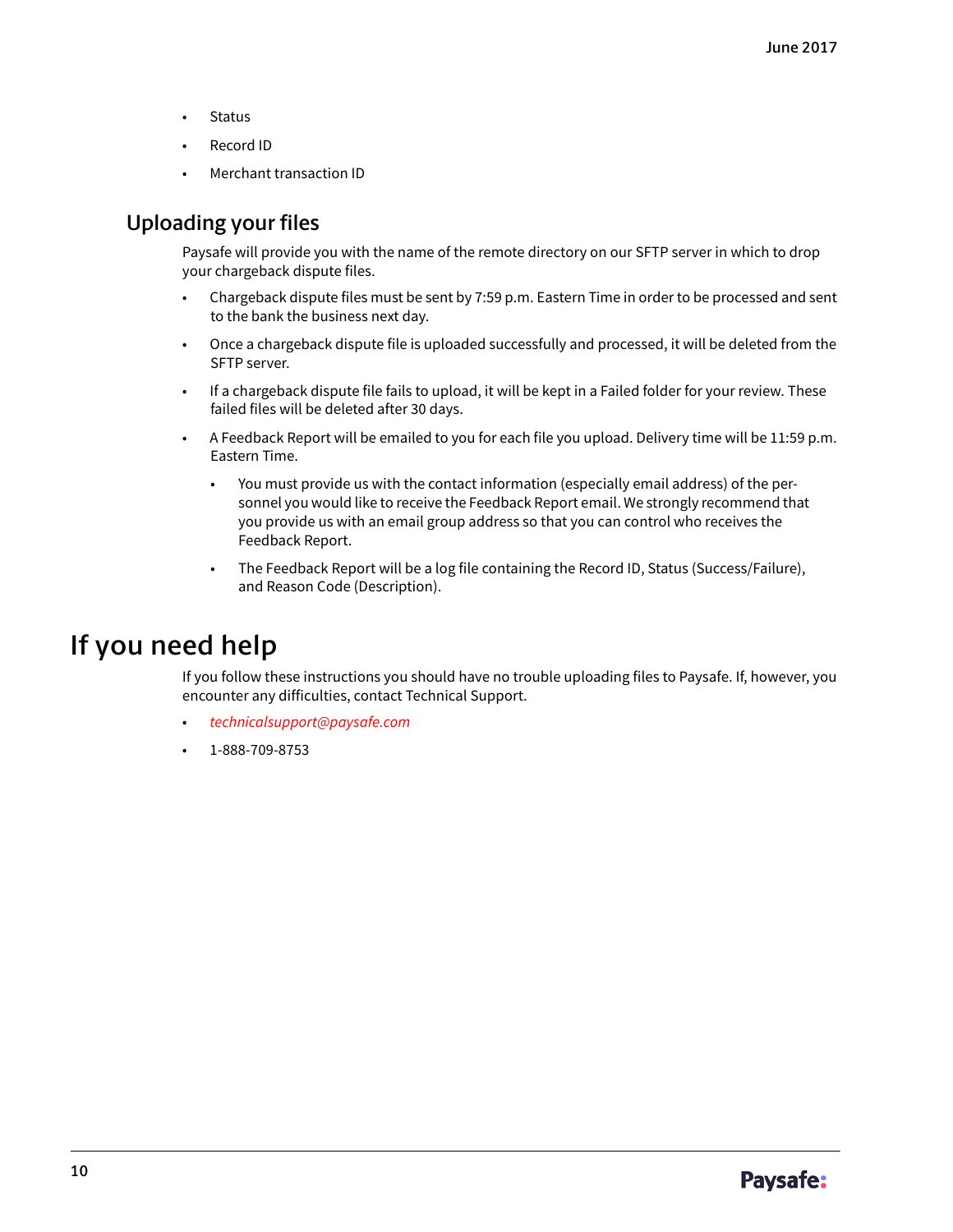- Status
- Record ID
- Merchant transaction ID

## Uploading your files

Paysafe will provide you with the name of the remote directory on our SFTP server in which to drop your chargeback dispute files.

- Chargeback dispute files must be sent by 7:59 p.m. Eastern Time in order to be processed and sent to the bank the business next day.
- Once a chargeback dispute file is uploaded successfully and processed, it will be deleted from the SFTP server.
- If a chargeback dispute file fails to upload, it will be kept in a Failed folder for your review. These failed files will be deleted after 30 days.
- A Feedback Report will be emailed to you for each file you upload. Delivery time will be 11:59 p.m. Eastern Time.
  - You must provide us with the contact information (especially email address) of the personnel you would like to receive the Feedback Report email. We strongly recommend that you provide us with an email group address so that you can control who receives the Feedback Report.
  - The Feedback Report will be a log file containing the Record ID, Status (Success/Failure), and Reason Code (Description).

# If you need help

If you follow these instructions you should have no trouble uploading files to Paysafe. If, however, you encounter any difficulties, contact Technical Support.

- *technicalsupport@paysafe.com*
- 1-888-709-8753